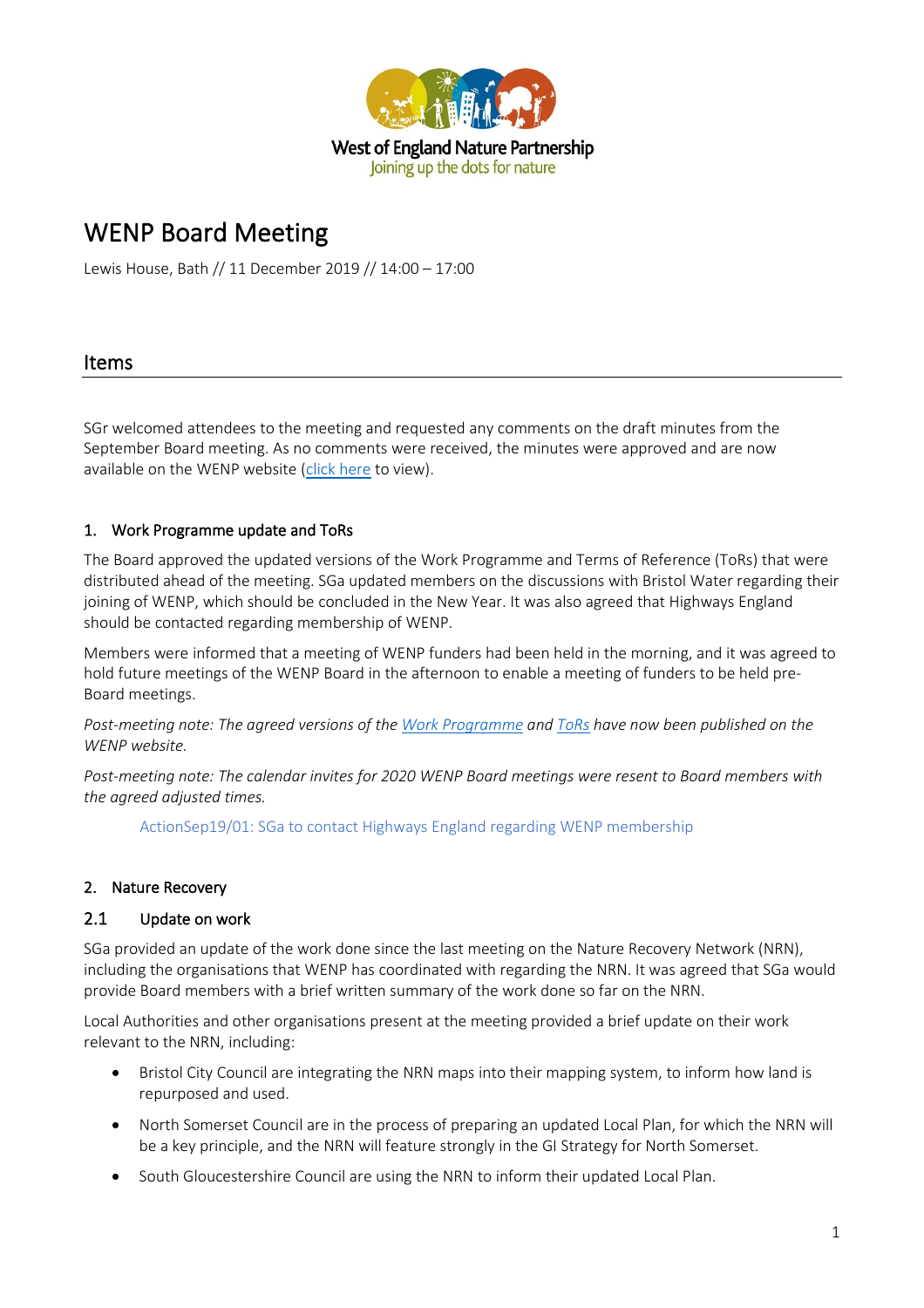West of England Nature Partnership
Joining up the dots for nature

# WENP Board Meeting

Lewis House, Bath // 11 December 2019 // 14:00 – 17:00

## Items

SGr welcomed attendees to the meeting and requested any comments on the draft minutes from the September Board meeting. As no comments were received, the minutes were approved and are now available on the WENP website (click here to view).

### 1. Work Programme update and ToRs

The Board approved the updated versions of the Work Programme and Terms of Reference (ToRs) that were distributed ahead of the meeting. SGa updated members on the discussions with Bristol Water regarding their joining of WENP, which should be concluded in the New Year. It was also agreed that Highways England should be contacted regarding membership of WENP.

Members were informed that a meeting of WENP funders had been held in the morning, and it was agreed to hold future meetings of the WENP Board in the afternoon to enable a meeting of funders to be held pre-Board meetings.

*Post-meeting note: The agreed versions of the Work Programme and ToRs have now been published on the WENP website.*

*Post-meeting note: The calendar invites for 2020 WENP Board meetings were resent to Board members with the agreed adjusted times.*

ActionSep19/01: SGa to contact Highways England regarding WENP membership

### 2. Nature Recovery

#### 2.1 Update on work

SGa provided an update of the work done since the last meeting on the Nature Recovery Network (NRN), including the organisations that WENP has coordinated with regarding the NRN. It was agreed that SGa would provide Board members with a brief written summary of the work done so far on the NRN.

Local Authorities and other organisations present at the meeting provided a brief update on their work relevant to the NRN, including:

- Bristol City Council are integrating the NRN maps into their mapping system, to inform how land is repurposed and used.
- North Somerset Council are in the process of preparing an updated Local Plan, for which the NRN will be a key principle, and the NRN will feature strongly in the GI Strategy for North Somerset.
- South Gloucestershire Council are using the NRN to inform their updated Local Plan.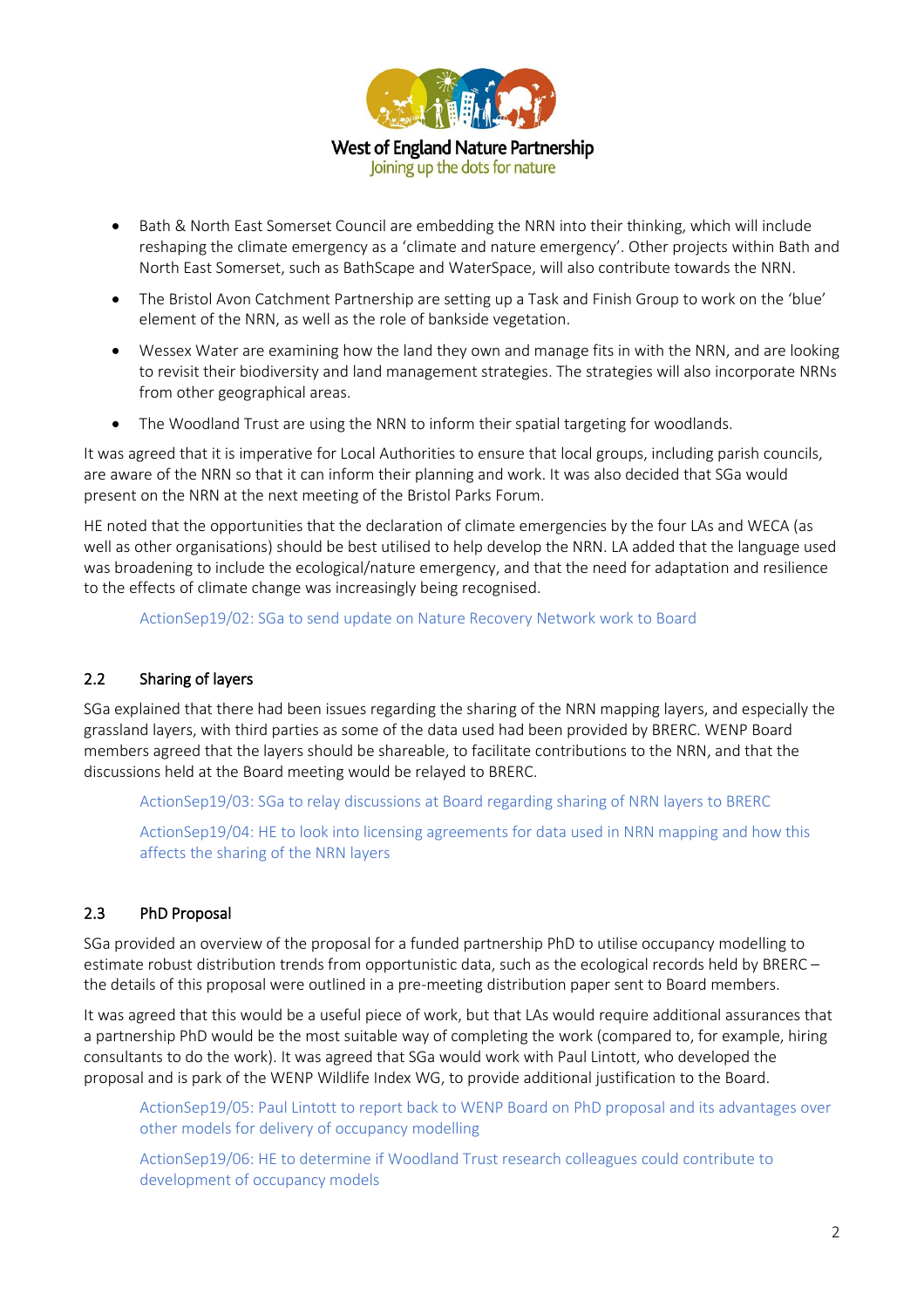- Bath & North East Somerset Council are embedding the NRN into their thinking, which will include reshaping the climate emergency as a 'climate and nature emergency'. Other projects within Bath and North East Somerset, such as BathScape and WaterSpace, will also contribute towards the NRN.
- The Bristol Avon Catchment Partnership are setting up a Task and Finish Group to work on the 'blue' element of the NRN, as well as the role of bankside vegetation.
- Wessex Water are examining how the land they own and manage fits in with the NRN, and are looking to revisit their biodiversity and land management strategies. The strategies will also incorporate NRNs from other geographical areas.
- The Woodland Trust are using the NRN to inform their spatial targeting for woodlands.

It was agreed that it is imperative for Local Authorities to ensure that local groups, including parish councils, are aware of the NRN so that it can inform their planning and work. It was also decided that SGa would present on the NRN at the next meeting of the Bristol Parks Forum.

HE noted that the opportunities that the declaration of climate emergencies by the four LAs and WECA (as well as other organisations) should be best utilised to help develop the NRN. LA added that the language used was broadening to include the ecological/nature emergency, and that the need for adaptation and resilience to the effects of climate change was increasingly being recognised.

ActionSep19/02: SGa to send update on Nature Recovery Network work to Board

## 2.2 Sharing of layers

SGa explained that there had been issues regarding the sharing of the NRN mapping layers, and especially the grassland layers, with third parties as some of the data used had been provided by BRERC. WENP Board members agreed that the layers should be shareable, to facilitate contributions to the NRN, and that the discussions held at the Board meeting would be relayed to BRERC.

ActionSep19/03: SGa to relay discussions at Board regarding sharing of NRN layers to BRERC

ActionSep19/04: HE to look into licensing agreements for data used in NRN mapping and how this affects the sharing of the NRN layers

## 2.3 PhD Proposal

SGa provided an overview of the proposal for a funded partnership PhD to utilise occupancy modelling to estimate robust distribution trends from opportunistic data, such as the ecological records held by BRERC – the details of this proposal were outlined in a pre-meeting distribution paper sent to Board members.

It was agreed that this would be a useful piece of work, but that LAs would require additional assurances that a partnership PhD would be the most suitable way of completing the work (compared to, for example, hiring consultants to do the work). It was agreed that SGa would work with Paul Lintott, who developed the proposal and is park of the WENP Wildlife Index WG, to provide additional justification to the Board.

ActionSep19/05: Paul Lintott to report back to WENP Board on PhD proposal and its advantages over other models for delivery of occupancy modelling

ActionSep19/06: HE to determine if Woodland Trust research colleagues could contribute to development of occupancy models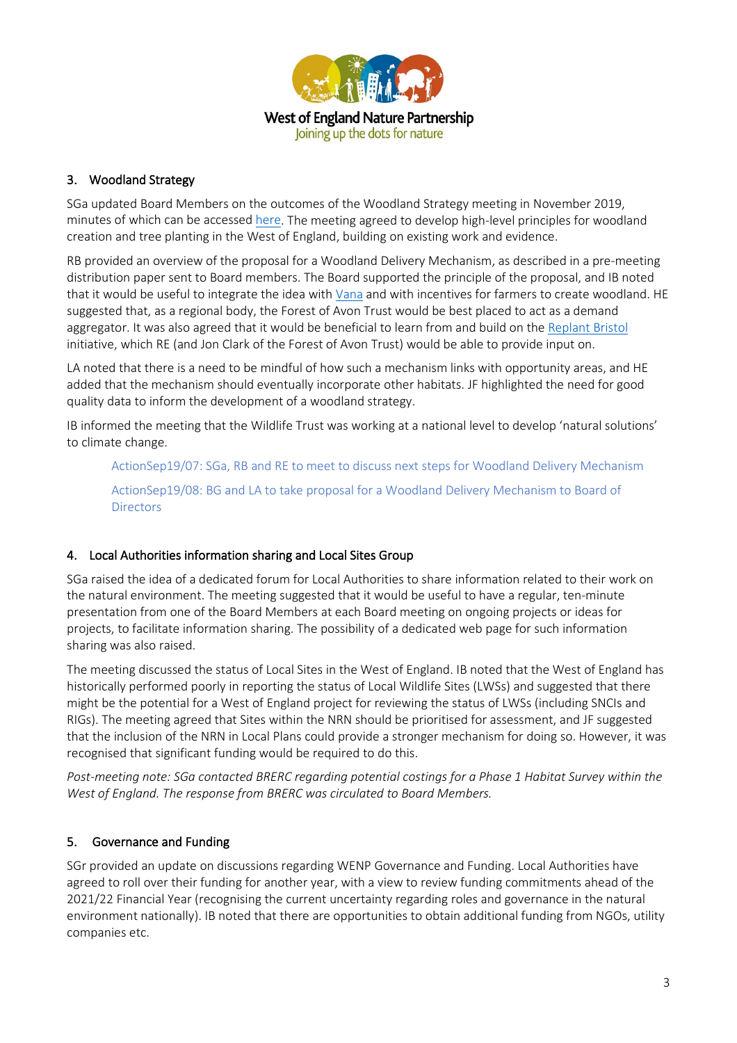## 3. Woodland Strategy

SGa updated Board Members on the outcomes of the Woodland Strategy meeting in November 2019, minutes of which can be accessed here. The meeting agreed to develop high-level principles for woodland creation and tree planting in the West of England, building on existing work and evidence.

RB provided an overview of the proposal for a Woodland Delivery Mechanism, as described in a pre-meeting distribution paper sent to Board members. The Board supported the principle of the proposal, and IB noted that it would be useful to integrate the idea with Vana and with incentives for farmers to create woodland. HE suggested that, as a regional body, the Forest of Avon Trust would be best placed to act as a demand aggregator. It was also agreed that it would be beneficial to learn from and build on the Replant Bristol initiative, which RE (and Jon Clark of the Forest of Avon Trust) would be able to provide input on.

LA noted that there is a need to be mindful of how such a mechanism links with opportunity areas, and HE added that the mechanism should eventually incorporate other habitats. JF highlighted the need for good quality data to inform the development of a woodland strategy.

IB informed the meeting that the Wildlife Trust was working at a national level to develop 'natural solutions' to climate change.

ActionSep19/07: SGa, RB and RE to meet to discuss next steps for Woodland Delivery Mechanism

ActionSep19/08: BG and LA to take proposal for a Woodland Delivery Mechanism to Board of Directors

## 4. Local Authorities information sharing and Local Sites Group

SGa raised the idea of a dedicated forum for Local Authorities to share information related to their work on the natural environment. The meeting suggested that it would be useful to have a regular, ten-minute presentation from one of the Board Members at each Board meeting on ongoing projects or ideas for projects, to facilitate information sharing. The possibility of a dedicated web page for such information sharing was also raised.

The meeting discussed the status of Local Sites in the West of England. IB noted that the West of England has historically performed poorly in reporting the status of Local Wildlife Sites (LWSs) and suggested that there might be the potential for a West of England project for reviewing the status of LWSs (including SNCIs and RIGs). The meeting agreed that Sites within the NRN should be prioritised for assessment, and JF suggested that the inclusion of the NRN in Local Plans could provide a stronger mechanism for doing so. However, it was recognised that significant funding would be required to do this.

*Post-meeting note: SGa contacted BRERC regarding potential costings for a Phase 1 Habitat Survey within the West of England. The response from BRERC was circulated to Board Members.*

## 5. Governance and Funding

SGr provided an update on discussions regarding WENP Governance and Funding. Local Authorities have agreed to roll over their funding for another year, with a view to review funding commitments ahead of the 2021/22 Financial Year (recognising the current uncertainty regarding roles and governance in the natural environment nationally). IB noted that there are opportunities to obtain additional funding from NGOs, utility companies etc.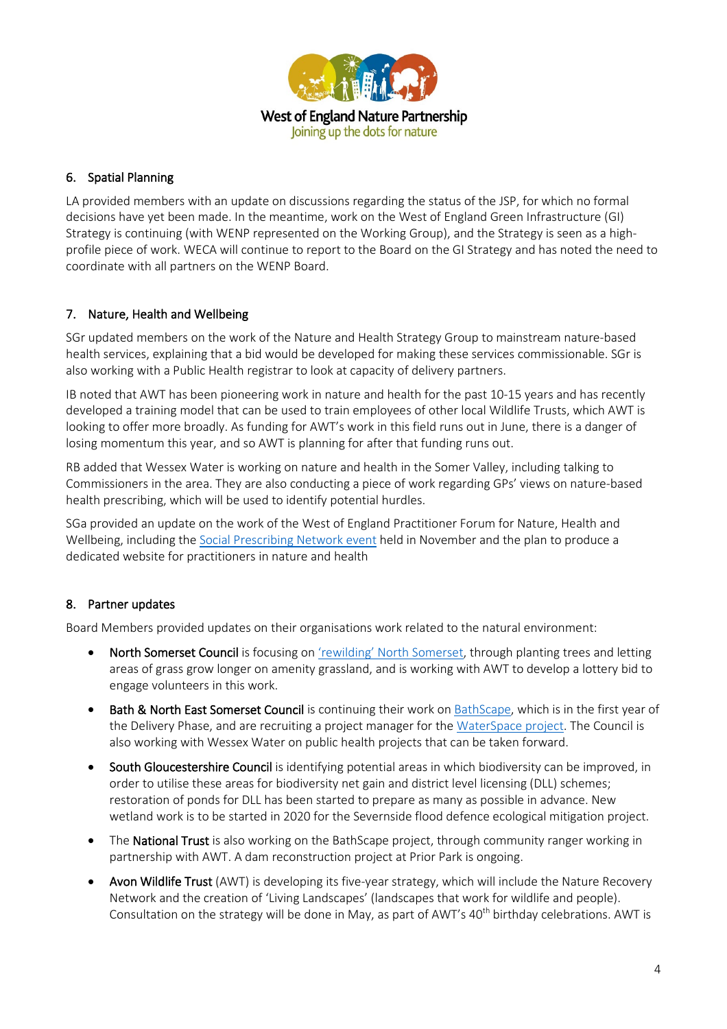## 6. Spatial Planning

LA provided members with an update on discussions regarding the status of the JSP, for which no formal decisions have yet been made. In the meantime, work on the West of England Green Infrastructure (GI) Strategy is continuing (with WENP represented on the Working Group), and the Strategy is seen as a high-profile piece of work. WECA will continue to report to the Board on the GI Strategy and has noted the need to coordinate with all partners on the WENP Board.

## 7. Nature, Health and Wellbeing

SGr updated members on the work of the Nature and Health Strategy Group to mainstream nature-based health services, explaining that a bid would be developed for making these services commissionable. SGr is also working with a Public Health registrar to look at capacity of delivery partners.

IB noted that AWT has been pioneering work in nature and health for the past 10-15 years and has recently developed a training model that can be used to train employees of other local Wildlife Trusts, which AWT is looking to offer more broadly. As funding for AWT's work in this field runs out in June, there is a danger of losing momentum this year, and so AWT is planning for after that funding runs out.

RB added that Wessex Water is working on nature and health in the Somer Valley, including talking to Commissioners in the area. They are also conducting a piece of work regarding GPs' views on nature-based health prescribing, which will be used to identify potential hurdles.

SGa provided an update on the work of the West of England Practitioner Forum for Nature, Health and Wellbeing, including the Social Prescribing Network event held in November and the plan to produce a dedicated website for practitioners in nature and health

## 8. Partner updates

Board Members provided updates on their organisations work related to the natural environment:

- **North Somerset Council** is focusing on 'rewilding' North Somerset, through planting trees and letting areas of grass grow longer on amenity grassland, and is working with AWT to develop a lottery bid to engage volunteers in this work.
- **Bath & North East Somerset Council** is continuing their work on BathScape, which is in the first year of the Delivery Phase, and are recruiting a project manager for the WaterSpace project. The Council is also working with Wessex Water on public health projects that can be taken forward.
- **South Gloucestershire Council** is identifying potential areas in which biodiversity can be improved, in order to utilise these areas for biodiversity net gain and district level licensing (DLL) schemes; restoration of ponds for DLL has been started to prepare as many as possible in advance. New wetland work is to be started in 2020 for the Severnside flood defence ecological mitigation project.
- The **National Trust** is also working on the BathScape project, through community ranger working in partnership with AWT. A dam reconstruction project at Prior Park is ongoing.
- **Avon Wildlife Trust** (AWT) is developing its five-year strategy, which will include the Nature Recovery Network and the creation of 'Living Landscapes' (landscapes that work for wildlife and people). Consultation on the strategy will be done in May, as part of AWT's 40th birthday celebrations. AWT is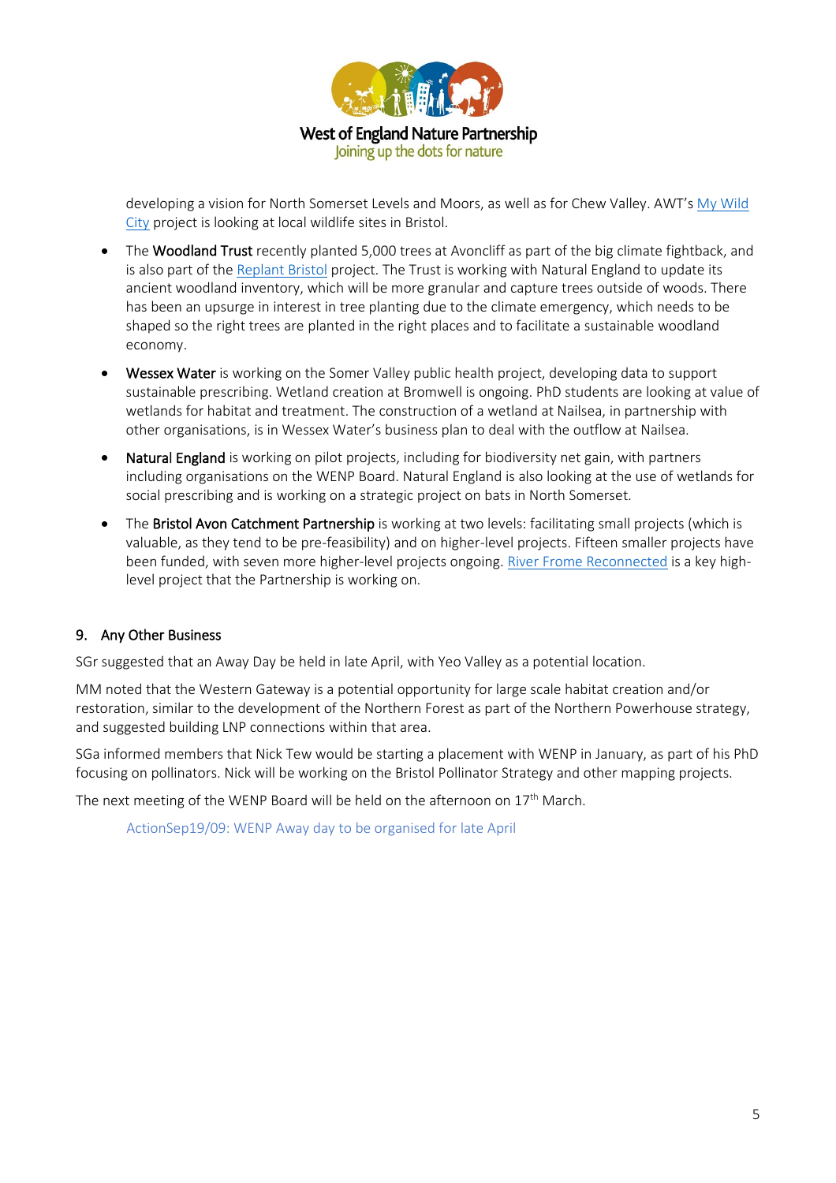developing a vision for North Somerset Levels and Moors, as well as for Chew Valley. AWT's My Wild City project is looking at local wildlife sites in Bristol.

- The **Woodland Trust** recently planted 5,000 trees at Avoncliff as part of the big climate fightback, and is also part of the Replant Bristol project. The Trust is working with Natural England to update its ancient woodland inventory, which will be more granular and capture trees outside of woods. There has been an upsurge in interest in tree planting due to the climate emergency, which needs to be shaped so the right trees are planted in the right places and to facilitate a sustainable woodland economy.
- **Wessex Water** is working on the Somer Valley public health project, developing data to support sustainable prescribing. Wetland creation at Bromwell is ongoing. PhD students are looking at value of wetlands for habitat and treatment. The construction of a wetland at Nailsea, in partnership with other organisations, is in Wessex Water's business plan to deal with the outflow at Nailsea.
- **Natural England** is working on pilot projects, including for biodiversity net gain, with partners including organisations on the WENP Board. Natural England is also looking at the use of wetlands for social prescribing and is working on a strategic project on bats in North Somerset.
- The **Bristol Avon Catchment Partnership** is working at two levels: facilitating small projects (which is valuable, as they tend to be pre-feasibility) and on higher-level projects. Fifteen smaller projects have been funded, with seven more higher-level projects ongoing. River Frome Reconnected is a key high-level project that the Partnership is working on.

## 9. Any Other Business

SGr suggested that an Away Day be held in late April, with Yeo Valley as a potential location.

MM noted that the Western Gateway is a potential opportunity for large scale habitat creation and/or restoration, similar to the development of the Northern Forest as part of the Northern Powerhouse strategy, and suggested building LNP connections within that area.

SGa informed members that Nick Tew would be starting a placement with WENP in January, as part of his PhD focusing on pollinators. Nick will be working on the Bristol Pollinator Strategy and other mapping projects.

The next meeting of the WENP Board will be held on the afternoon on 17th March.

ActionSep19/09: WENP Away day to be organised for late April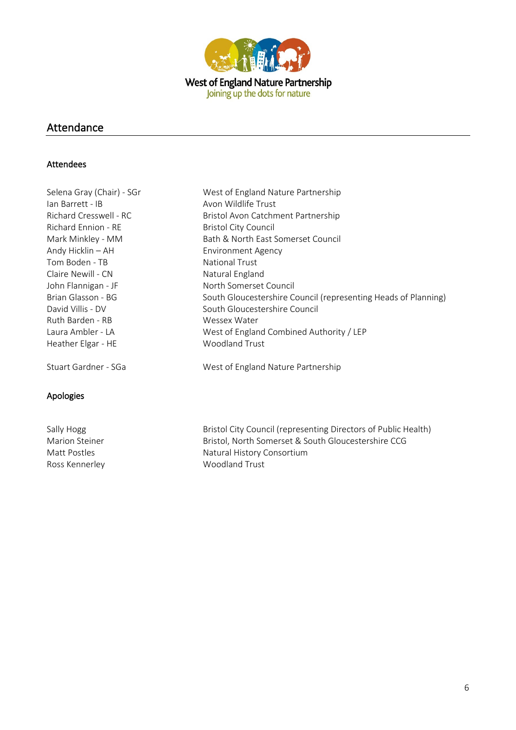West of England Nature Partnership
Joining up the dots for nature

## Attendance

### Attendees

| | |
|---|---|
| Selena Gray (Chair) - SGr | West of England Nature Partnership |
| Ian Barrett - IB | Avon Wildlife Trust |
| Richard Cresswell - RC | Bristol Avon Catchment Partnership |
| Richard Ennion - RE | Bristol City Council |
| Mark Minkley - MM | Bath & North East Somerset Council |
| Andy Hicklin – AH | Environment Agency |
| Tom Boden - TB | National Trust |
| Claire Newill - CN | Natural England |
| John Flannigan - JF | North Somerset Council |
| Brian Glasson - BG | South Gloucestershire Council (representing Heads of Planning) |
| David Villis - DV | South Gloucestershire Council |
| Ruth Barden - RB | Wessex Water |
| Laura Ambler - LA | West of England Combined Authority / LEP |
| Heather Elgar - HE | Woodland Trust |
| Stuart Gardner - SGa | West of England Nature Partnership |

### Apologies

| | |
|---|---|
| Sally Hogg | Bristol City Council (representing Directors of Public Health) |
| Marion Steiner | Bristol, North Somerset & South Gloucestershire CCG |
| Matt Postles | Natural History Consortium |
| Ross Kennerley | Woodland Trust |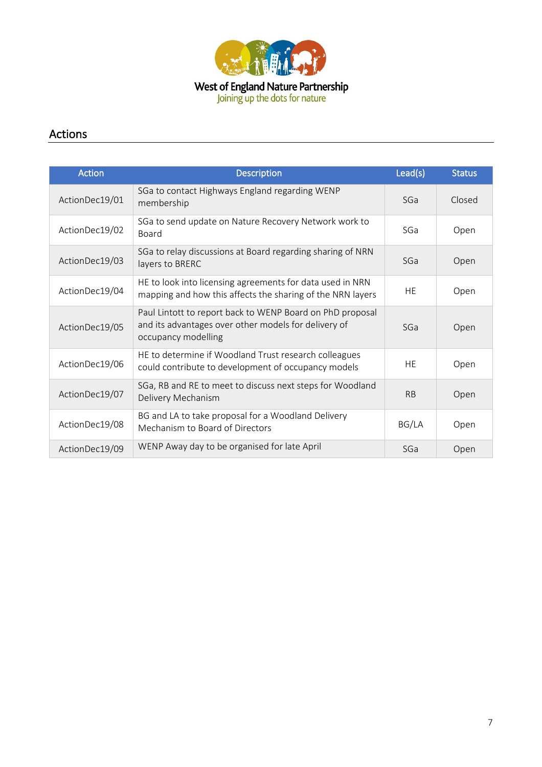West of England Nature Partnership
Joining up the dots for nature

## Actions

| Action | Description | Lead(s) | Status |
|---|---|---|---|
| ActionDec19/01 | SGa to contact Highways England regarding WENP membership | SGa | Closed |
| ActionDec19/02 | SGa to send update on Nature Recovery Network work to Board | SGa | Open |
| ActionDec19/03 | SGa to relay discussions at Board regarding sharing of NRN layers to BRERC | SGa | Open |
| ActionDec19/04 | HE to look into licensing agreements for data used in NRN mapping and how this affects the sharing of the NRN layers | HE | Open |
| ActionDec19/05 | Paul Lintott to report back to WENP Board on PhD proposal and its advantages over other models for delivery of occupancy modelling | SGa | Open |
| ActionDec19/06 | HE to determine if Woodland Trust research colleagues could contribute to development of occupancy models | HE | Open |
| ActionDec19/07 | SGa, RB and RE to meet to discuss next steps for Woodland Delivery Mechanism | RB | Open |
| ActionDec19/08 | BG and LA to take proposal for a Woodland Delivery Mechanism to Board of Directors | BG/LA | Open |
| ActionDec19/09 | WENP Away day to be organised for late April | SGa | Open |